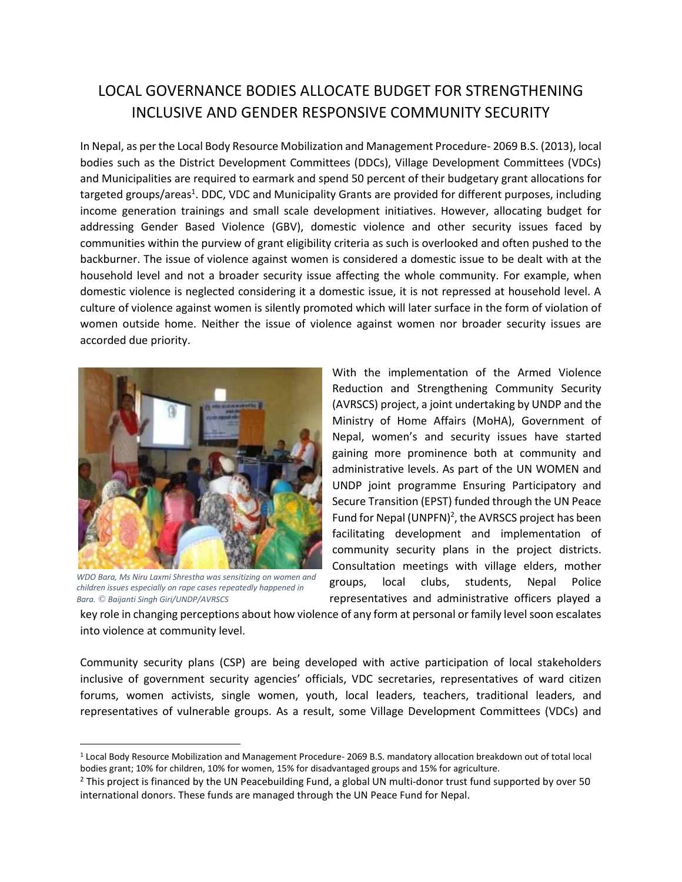# LOCAL GOVERNANCE BODIES ALLOCATE BUDGET FOR STRENGTHENING INCLUSIVE AND GENDER RESPONSIVE COMMUNITY SECURITY

In Nepal, as per the Local Body Resource Mobilization and Management Procedure- 2069 B.S. (2013), local bodies such as the District Development Committees (DDCs), Village Development Committees (VDCs) and Municipalities are required to earmark and spend 50 percent of their budgetary grant allocations for targeted groups/areas[1]. DDC, VDC and Municipality Grants are provided for different purposes, including income generation trainings and small scale development initiatives. However, allocating budget for addressing Gender Based Violence (GBV), domestic violence and other security issues faced by communities within the purview of grant eligibility criteria as such is overlooked and often pushed to the backburner. The issue of violence against women is considered a domestic issue to be dealt with at the household level and not a broader security issue affecting the whole community. For example, when domestic violence is neglected considering it a domestic issue, it is not repressed at household level. A culture of violence against women is silently promoted which will later surface in the form of violation of women outside home. Neither the issue of violence against women nor broader security issues are accorded due priority.

*WDO Bara, Ms Niru Laxmi Shrestha was sensitizing on women and children issues especially on rape cases repeatedly happened in Bara. © Baijanti Singh Giri/UNDP/AVRSCS*

With the implementation of the Armed Violence Reduction and Strengthening Community Security (AVRSCS) project, a joint undertaking by UNDP and the Ministry of Home Affairs (MoHA), Government of Nepal, women's and security issues have started gaining more prominence both at community and administrative levels. As part of the UN WOMEN and UNDP joint programme Ensuring Participatory and Secure Transition (EPST) funded through the UN Peace Fund for Nepal (UNPFN)[2], the AVRSCS project has been facilitating development and implementation of community security plans in the project districts. Consultation meetings with village elders, mother groups, local clubs, students, Nepal Police representatives and administrative officers played a key role in changing perceptions about how violence of any form at personal or family level soon escalates into violence at community level.

Community security plans (CSP) are being developed with active participation of local stakeholders inclusive of government security agencies' officials, VDC secretaries, representatives of ward citizen forums, women activists, single women, youth, local leaders, teachers, traditional leaders, and representatives of vulnerable groups. As a result, some Village Development Committees (VDCs) and

---

[1] Local Body Resource Mobilization and Management Procedure- 2069 B.S. mandatory allocation breakdown out of total local bodies grant; 10% for children, 10% for women, 15% for disadvantaged groups and 15% for agriculture.

[2] This project is financed by the UN Peacebuilding Fund, a global UN multi-donor trust fund supported by over 50 international donors. These funds are managed through the UN Peace Fund for Nepal.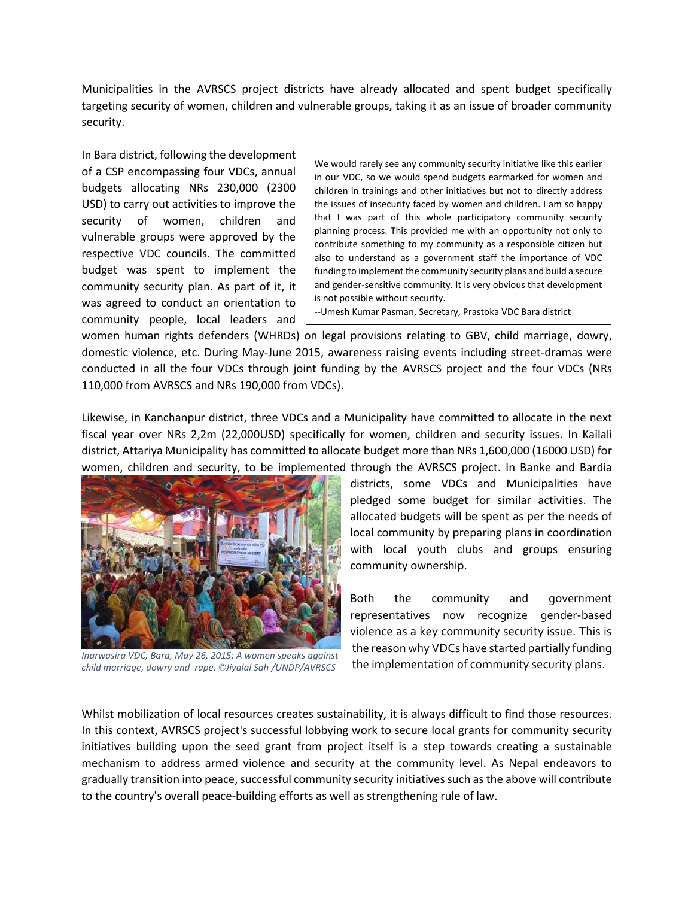Municipalities in the AVRSCS project districts have already allocated and spent budget specifically targeting security of women, children and vulnerable groups, taking it as an issue of broader community security.

In Bara district, following the development of a CSP encompassing four VDCs, annual budgets allocating NRs 230,000 (2300 USD) to carry out activities to improve the security of women, children and vulnerable groups were approved by the respective VDC councils. The committed budget was spent to implement the community security plan. As part of it, it was agreed to conduct an orientation to community people, local leaders and women human rights defenders (WHRDs) on legal provisions relating to GBV, child marriage, dowry, domestic violence, etc. During May-June 2015, awareness raising events including street-dramas were conducted in all the four VDCs through joint funding by the AVRSCS project and the four VDCs (NRs 110,000 from AVRSCS and NRs 190,000 from VDCs).

> We would rarely see any community security initiative like this earlier in our VDC, so we would spend budgets earmarked for women and children in trainings and other initiatives but not to directly address the issues of insecurity faced by women and children. I am so happy that I was part of this whole participatory community security planning process. This provided me with an opportunity not only to contribute something to my community as a responsible citizen but also to understand as a government staff the importance of VDC funding to implement the community security plans and build a secure and gender-sensitive community. It is very obvious that development is not possible without security.
>
> --Umesh Kumar Pasman, Secretary, Prastoka VDC Bara district

Likewise, in Kanchanpur district, three VDCs and a Municipality have committed to allocate in the next fiscal year over NRs 2,2m (22,000USD) specifically for women, children and security issues. In Kailali district, Attariya Municipality has committed to allocate budget more than NRs 1,600,000 (16000 USD) for women, children and security, to be implemented through the AVRSCS project. In Banke and Bardia districts, some VDCs and Municipalities have pledged some budget for similar activities. The allocated budgets will be spent as per the needs of local community by preparing plans in coordination with local youth clubs and groups ensuring community ownership.

*Inarwasira VDC, Bara, May 26, 2015: A women speaks against child marriage, dowry and rape. ©Jiyalal Sah /UNDP/AVRSCS*

Both the community and government representatives now recognize gender-based violence as a key community security issue. This is the reason why VDCs have started partially funding the implementation of community security plans.

Whilst mobilization of local resources creates sustainability, it is always difficult to find those resources. In this context, AVRSCS project's successful lobbying work to secure local grants for community security initiatives building upon the seed grant from project itself is a step towards creating a sustainable mechanism to address armed violence and security at the community level. As Nepal endeavors to gradually transition into peace, successful community security initiatives such as the above will contribute to the country's overall peace-building efforts as well as strengthening rule of law.